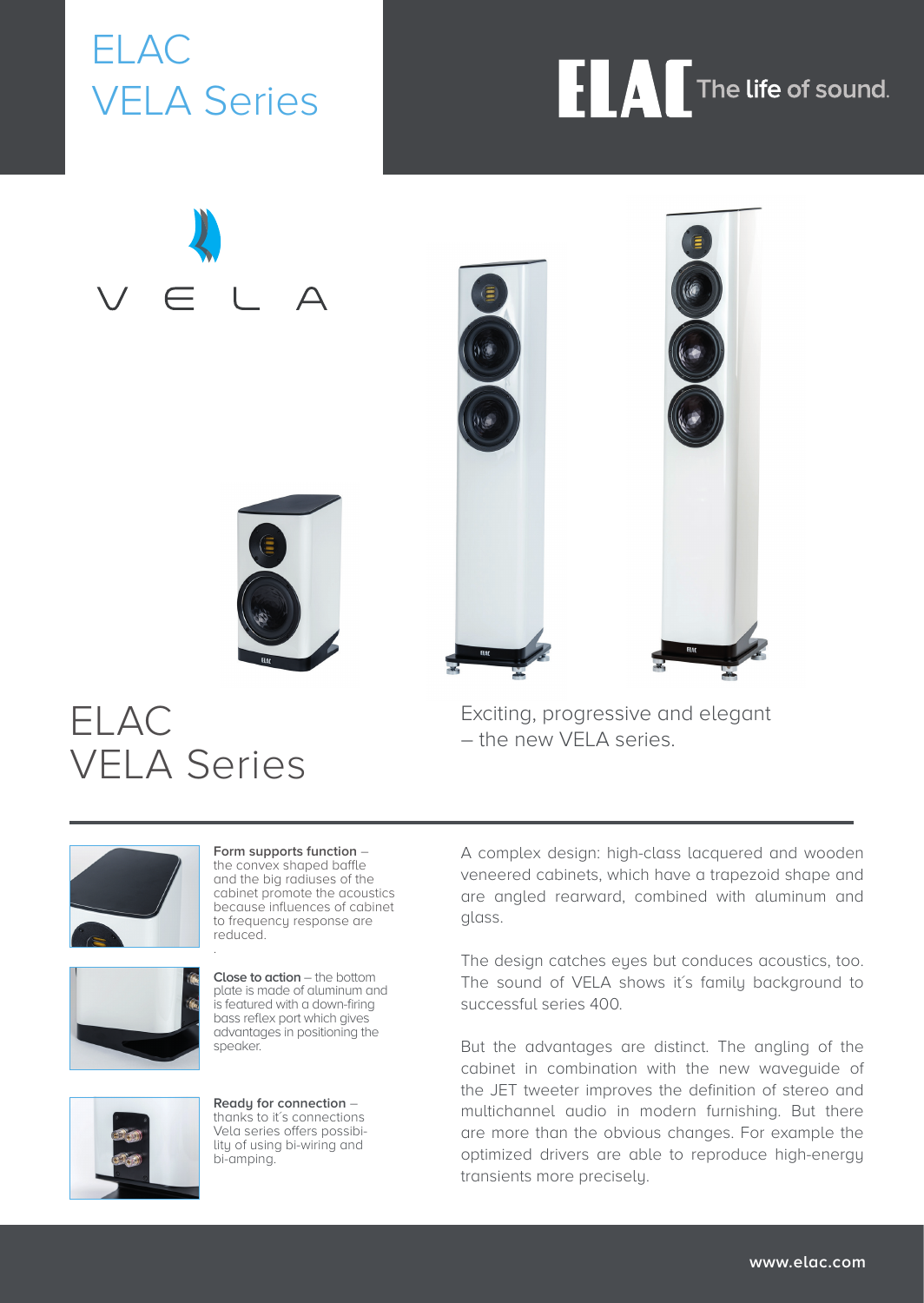# ELAC VELA Series

ELAC The life of sound.

VELA

# ELAC VELA Series

Exciting, progressive and elegant – the new VELA series.

**Form supports function** – the convex shaped baffle and the big radiuses of the cabinet promote the acoustics because influences of cabinet to frequency response are reduced.

**Close to action** – the bottom plate is made of aluminum and is featured with a down-firing bass reflex port which gives advantages in positioning the speaker.

**Ready for connection** – thanks to it´s connections Vela series offers possibility of using bi-wiring and bi-amping.

A complex design: high-class lacquered and wooden veneered cabinets, which have a trapezoid shape and are angled rearward, combined with aluminum and glass.

The design catches eyes but conduces acoustics, too. The sound of VELA shows it´s family background to successful series 400.

But the advantages are distinct. The angling of the cabinet in combination with the new waveguide of the JET tweeter improves the definition of stereo and multichannel audio in modern furnishing. But there are more than the obvious changes. For example the optimized drivers are able to reproduce high-energy transients more precisely.

www.elac.com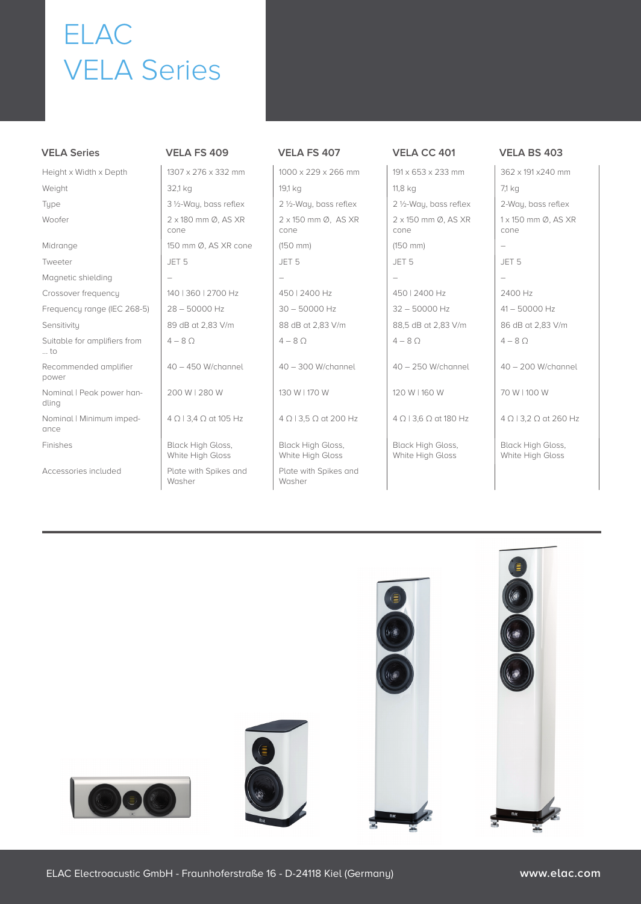# ELAC VELA Series

| VELA Series | VELA FS 409 | VELA FS 407 | VELA CC 401 | VELA BS 403 |
|---|---|---|---|---|
| Height x Width x Depth | 1307 x 276 x 332 mm | 1000 x 229 x 266 mm | 191 x 653 x 233 mm | 362 x 191 x240 mm |
| Weight | 32,1 kg | 19,1 kg | 11,8 kg | 7,1 kg |
| Type | 3 ½-Way, bass reflex | 2 ½-Way, bass reflex | 2 ½-Way, bass reflex | 2-Way, bass reflex |
| Woofer | 2 x 180 mm Ø, AS XR cone | 2 x 150 mm Ø, AS XR cone | 2 x 150 mm Ø, AS XR cone | 1 x 150 mm Ø, AS XR cone |
| Midrange | 150 mm Ø, AS XR cone | (150 mm) | (150 mm) | – |
| Tweeter | JET 5 | JET 5 | JET 5 | JET 5 |
| Magnetic shielding | – | – | – | – |
| Crossover frequency | 140 I 360 I 2700 Hz | 450 I 2400 Hz | 450 I 2400 Hz | 2400 Hz |
| Frequency range (IEC 268-5) | 28 – 50000 Hz | 30 – 50000 Hz | 32 – 50000 Hz | 41 – 50000 Hz |
| Sensitivity | 89 dB at 2,83 V/m | 88 dB at 2,83 V/m | 88,5 dB at 2,83 V/m | 86 dB at 2,83 V/m |
| Suitable for amplifiers from ... to | 4 – 8 Ω | 4 – 8 Ω | 4 – 8 Ω | 4 – 8 Ω |
| Recommended amplifier power | 40 – 450 W/channel | 40 – 300 W/channel | 40 – 250 W/channel | 40 – 200 W/channel |
| Nominal I Peak power handling | 200 W I 280 W | 130 W I 170 W | 120 W I 160 W | 70 W I 100 W |
| Nominal I Minimum impedance | 4 Ω I 3,4 Ω at 105 Hz | 4 Ω I 3,5 Ω at 200 Hz | 4 Ω I 3,6 Ω at 180 Hz | 4 Ω I 3,2 Ω at 260 Hz |
| Finishes | Black High Gloss, White High Gloss | Black High Gloss, White High Gloss | Black High Gloss, White High Gloss | Black High Gloss, White High Gloss |
| Accessories included | Plate with Spikes and Washer | Plate with Spikes and Washer | | |

ELAC Electroacustic GmbH - Fraunhoferstraße 16 - D-24118 Kiel (Germany)

**www.elac.com**